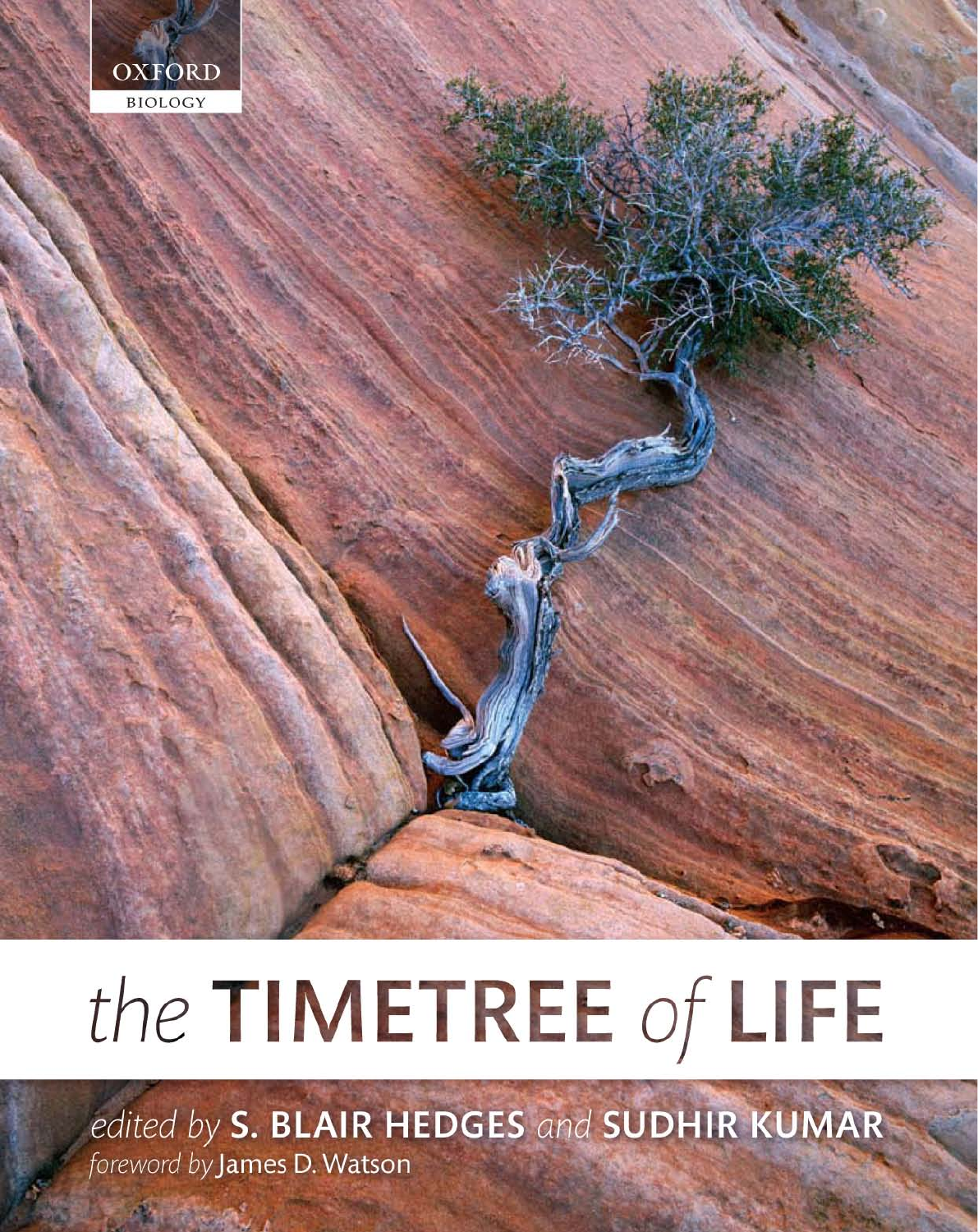OXFORD BIOLOGY

# the TIMETREE of LIFE

*edited by* **S. BLAIR HEDGES** *and* **SUDHIR KUMAR**

*foreword by* James D. Watson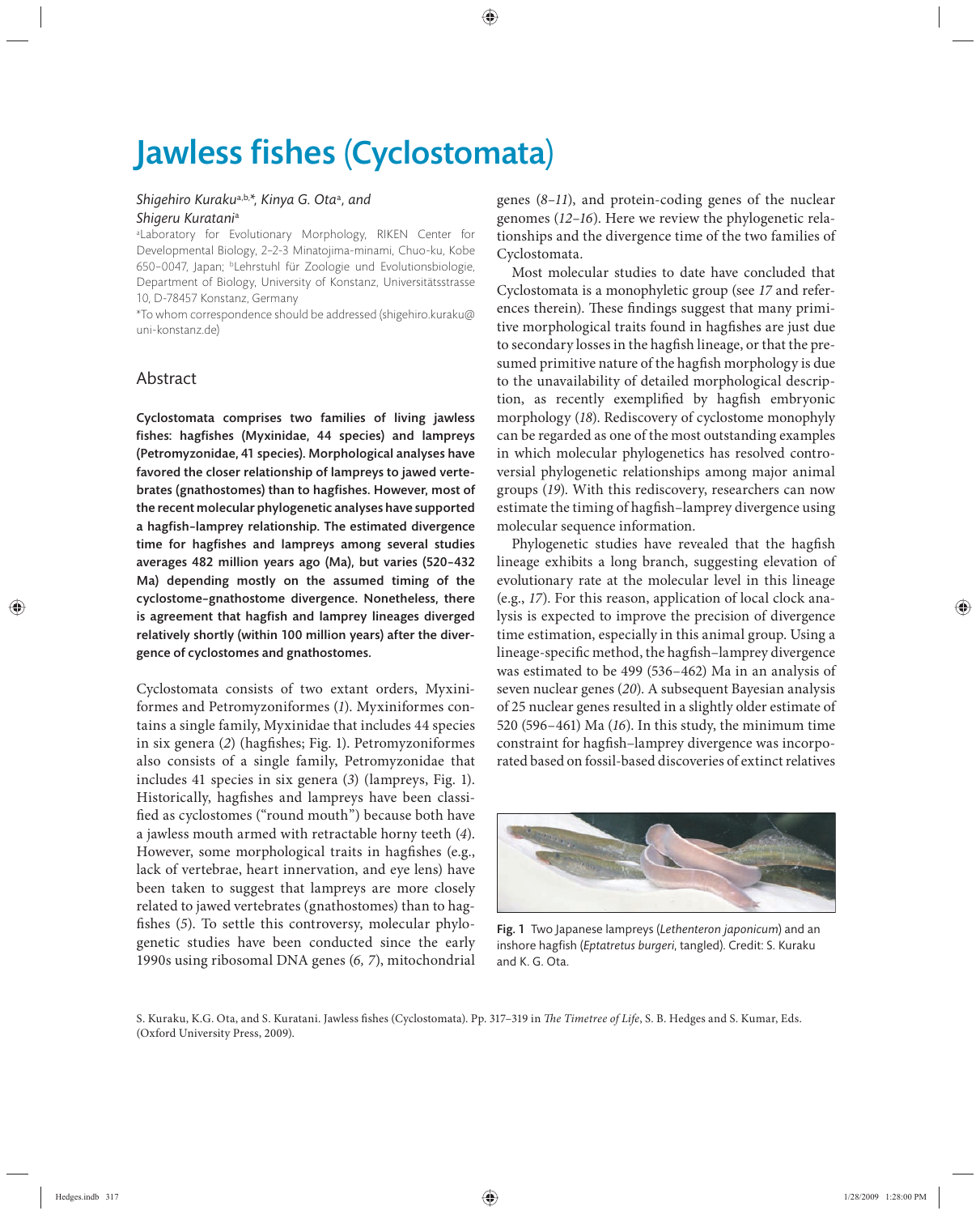# Jawless fishes (Cyclostomata)

*Shigehiro Kuraku*[a,b,*], *Kinya G. Ota*[a], *and Shigeru Kuratani*[a]

[a]Laboratory for Evolutionary Morphology, RIKEN Center for Developmental Biology, 2-2-3 Minatojima-minami, Chuo-ku, Kobe 650-0047, Japan; [b]Lehrstuhl für Zoologie und Evolutionsbiologie, Department of Biology, University of Konstanz, Universitätsstrasse 10, D-78457 Konstanz, Germany

*To whom correspondence should be addressed (shigehiro.kuraku@uni-konstanz.de)

## Abstract

**Cyclostomata comprises two families of living jawless fishes: hagfishes (Myxinidae, 44 species) and lampreys (Petromyzonidae, 41 species). Morphological analyses have favored the closer relationship of lampreys to jawed vertebrates (gnathostomes) than to hagfishes. However, most of the recent molecular phylogenetic analyses have supported a hagfish–lamprey relationship. The estimated divergence time for hagfishes and lampreys among several studies averages 482 million years ago (Ma), but varies (520–432 Ma) depending mostly on the assumed timing of the cyclostome–gnathostome divergence. Nonetheless, there is agreement that hagfish and lamprey lineages diverged relatively shortly (within 100 million years) after the divergence of cyclostomes and gnathostomes.**

Cyclostomata consists of two extant orders, Myxiniformes and Petromyzoniformes (*1*). Myxiniformes contains a single family, Myxinidae that includes 44 species in six genera (*2*) (hagfishes; Fig. 1). Petromyzoniformes also consists of a single family, Petromyzonidae that includes 41 species in six genera (*3*) (lampreys, Fig. 1). Historically, hagfishes and lampreys have been classified as cyclostomes ("round mouth") because both have a jawless mouth armed with retractable horny teeth (*4*). However, some morphological traits in hagfishes (e.g., lack of vertebrae, heart innervation, and eye lens) have been taken to suggest that lampreys are more closely related to jawed vertebrates (gnathostomes) than to hagfishes (*5*). To settle this controversy, molecular phylogenetic studies have been conducted since the early 1990s using ribosomal DNA genes (*6, 7*), mitochondrial genes (*8–11*), and protein-coding genes of the nuclear genomes (*12–16*). Here we review the phylogenetic relationships and the divergence time of the two families of Cyclostomata.

Most molecular studies to date have concluded that Cyclostomata is a monophyletic group (see *17* and references therein). These findings suggest that many primitive morphological traits found in hagfishes are just due to secondary losses in the hagfish lineage, or that the presumed primitive nature of the hagfish morphology is due to the unavailability of detailed morphological description, as recently exemplified by hagfish embryonic morphology (*18*). Rediscovery of cyclostome monophyly can be regarded as one of the most outstanding examples in which molecular phylogenetics has resolved controversial phylogenetic relationships among major animal groups (*19*). With this rediscovery, researchers can now estimate the timing of hagfish–lamprey divergence using molecular sequence information.

Phylogenetic studies have revealed that the hagfish lineage exhibits a long branch, suggesting elevation of evolutionary rate at the molecular level in this lineage (e.g., *17*). For this reason, application of local clock analysis is expected to improve the precision of divergence time estimation, especially in this animal group. Using a lineage-specific method, the hagfish–lamprey divergence was estimated to be 499 (536–462) Ma in an analysis of seven nuclear genes (*20*). A subsequent Bayesian analysis of 25 nuclear genes resulted in a slightly older estimate of 520 (596–461) Ma (*16*). In this study, the minimum time constraint for hagfish–lamprey divergence was incorporated based on fossil-based discoveries of extinct relatives

**Fig. 1** Two Japanese lampreys (*Lethenteron japonicum*) and an inshore hagfish (*Eptatretus burgeri*, tangled). Credit: S. Kuraku and K. G. Ota.

S. Kuraku, K.G. Ota, and S. Kuratani. Jawless fishes (Cyclostomata). Pp. 317–319 in *The Timetree of Life*, S. B. Hedges and S. Kumar, Eds. (Oxford University Press, 2009).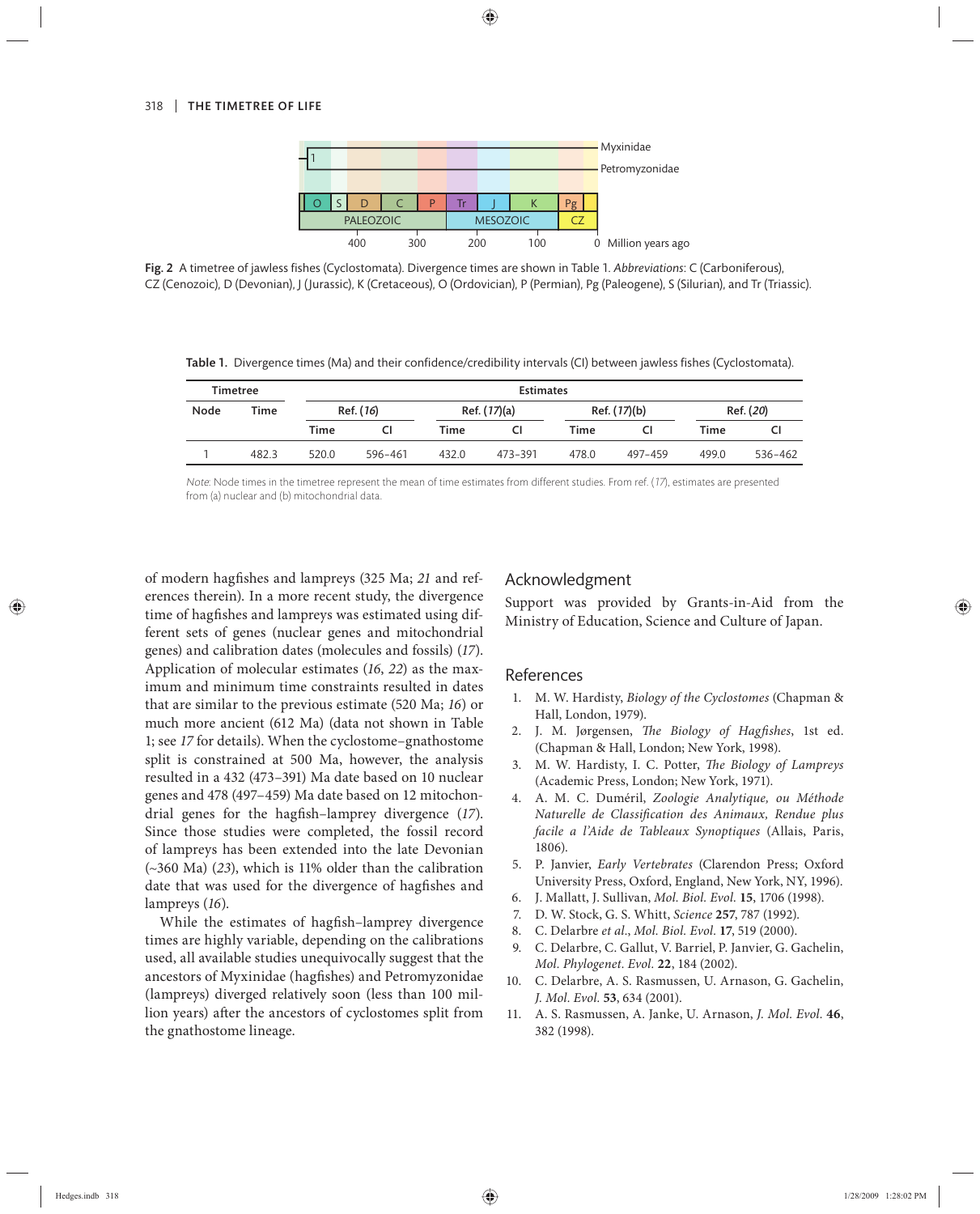Fig. 2 A timetree of jawless fishes (Cyclostomata). Divergence times are shown in Table 1. *Abbreviations*: C (Carboniferous), CZ (Cenozoic), D (Devonian), J (Jurassic), K (Cretaceous), O (Ordovician), P (Permian), Pg (Paleogene), S (Silurian), and Tr (Triassic).

**Table 1.** Divergence times (Ma) and their confidence/credibility intervals (CI) between jawless fishes (Cyclostomata).

| Timetree | | Estimates | | | | | | | |
|---|---|---|---|---|---|---|---|---|---|
| Node | Time | Ref. (*16*) | | Ref. (*17*)(a) | | Ref. (*17*)(b) | | Ref. (*20*) | |
| | | Time | CI | Time | CI | Time | CI | Time | CI |
| 1 | 482.3 | 520.0 | 596–461 | 432.0 | 473–391 | 478.0 | 497–459 | 499.0 | 536–462 |

*Note*: Node times in the timetree represent the mean of time estimates from different studies. From ref. (*17*), estimates are presented from (a) nuclear and (b) mitochondrial data.

of modern hagfishes and lampreys (325 Ma; *21* and references therein). In a more recent study, the divergence time of hagfishes and lampreys was estimated using different sets of genes (nuclear genes and mitochondrial genes) and calibration dates (molecules and fossils) (*17*). Application of molecular estimates (*16*, *22*) as the maximum and minimum time constraints resulted in dates that are similar to the previous estimate (520 Ma; *16*) or much more ancient (612 Ma) (data not shown in Table 1; see *17* for details). When the cyclostome–gnathostome split is constrained at 500 Ma, however, the analysis resulted in a 432 (473–391) Ma date based on 10 nuclear genes and 478 (497–459) Ma date based on 12 mitochondrial genes for the hagfish–lamprey divergence (*17*). Since those studies were completed, the fossil record of lampreys has been extended into the late Devonian (~360 Ma) (*23*), which is 11% older than the calibration date that was used for the divergence of hagfishes and lampreys (*16*).

While the estimates of hagfish–lamprey divergence times are highly variable, depending on the calibrations used, all available studies unequivocally suggest that the ancestors of Myxinidae (hagfishes) and Petromyzonidae (lampreys) diverged relatively soon (less than 100 million years) after the ancestors of cyclostomes split from the gnathostome lineage.

## Acknowledgment

Support was provided by Grants-in-Aid from the Ministry of Education, Science and Culture of Japan.

## References

1. M. W. Hardisty, *Biology of the Cyclostomes* (Chapman & Hall, London, 1979).
2. J. M. Jørgensen, *The Biology of Hagfishes*, 1st ed. (Chapman & Hall, London; New York, 1998).
3. M. W. Hardisty, I. C. Potter, *The Biology of Lampreys* (Academic Press, London; New York, 1971).
4. A. M. C. Duméril, *Zoologie Analytique, ou Méthode Naturelle de Classification des Animaux, Rendue plus facile a l'Aide de Tableaux Synoptiques* (Allais, Paris, 1806).
5. P. Janvier, *Early Vertebrates* (Clarendon Press; Oxford University Press, Oxford, England, New York, NY, 1996).
6. J. Mallatt, J. Sullivan, *Mol. Biol. Evol.* **15**, 1706 (1998).
7. D. W. Stock, G. S. Whitt, *Science* **257**, 787 (1992).
8. C. Delarbre *et al.*, *Mol. Biol. Evol.* **17**, 519 (2000).
9. C. Delarbre, C. Gallut, V. Barriel, P. Janvier, G. Gachelin, *Mol. Phylogenet. Evol.* **22**, 184 (2002).
10. C. Delarbre, A. S. Rasmussen, U. Arnason, G. Gachelin, *J. Mol. Evol.* **53**, 634 (2001).
11. A. S. Rasmussen, A. Janke, U. Arnason, *J. Mol. Evol.* **46**, 382 (1998).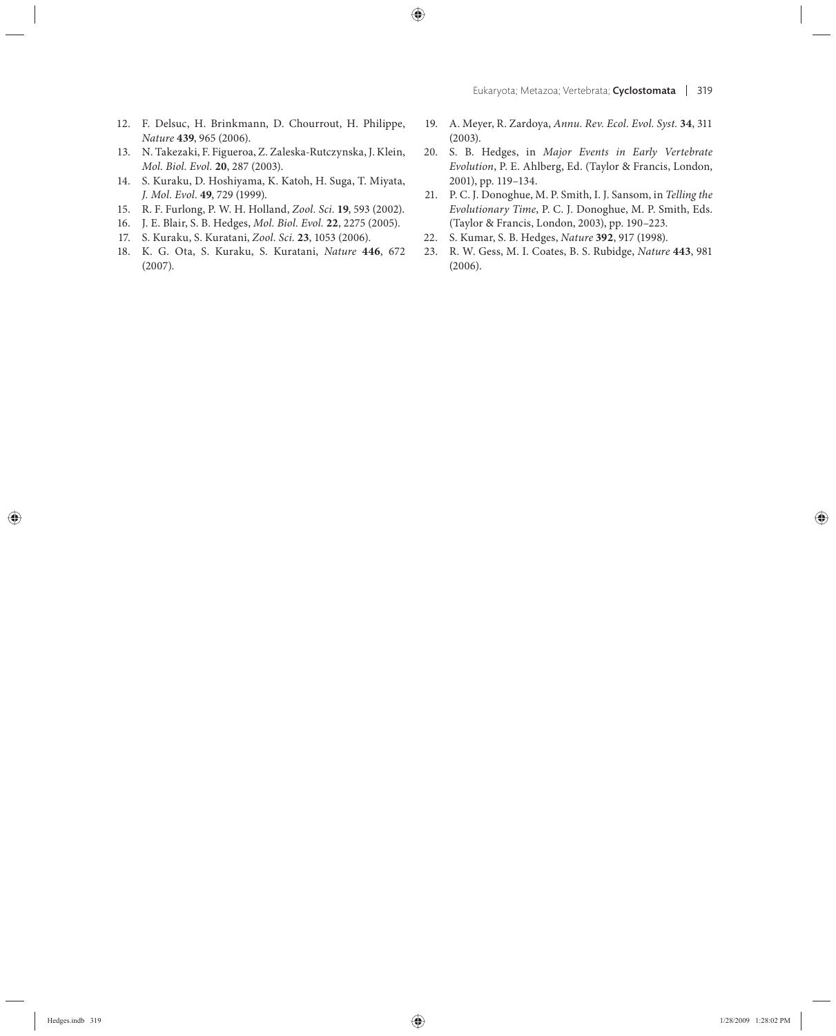12. F. Delsuc, H. Brinkmann, D. Chourrout, H. Philippe, *Nature* **439**, 965 (2006).
13. N. Takezaki, F. Figueroa, Z. Zaleska-Rutczynska, J. Klein, *Mol. Biol. Evol.* **20**, 287 (2003).
14. S. Kuraku, D. Hoshiyama, K. Katoh, H. Suga, T. Miyata, *J. Mol. Evol.* **49**, 729 (1999).
15. R. F. Furlong, P. W. H. Holland, *Zool. Sci.* **19**, 593 (2002).
16. J. E. Blair, S. B. Hedges, *Mol. Biol. Evol.* **22**, 2275 (2005).
17. S. Kuraku, S. Kuratani, *Zool. Sci.* **23**, 1053 (2006).
18. K. G. Ota, S. Kuraku, S. Kuratani, *Nature* **446**, 672 (2007).
19. A. Meyer, R. Zardoya, *Annu. Rev. Ecol. Evol. Syst.* **34**, 311 (2003).
20. S. B. Hedges, in *Major Events in Early Vertebrate Evolution*, P. E. Ahlberg, Ed. (Taylor & Francis, London, 2001), pp. 119–134.
21. P. C. J. Donoghue, M. P. Smith, I. J. Sansom, in *Telling the Evolutionary Time*, P. C. J. Donoghue, M. P. Smith, Eds. (Taylor & Francis, London, 2003), pp. 190–223.
22. S. Kumar, S. B. Hedges, *Nature* **392**, 917 (1998).
23. R. W. Gess, M. I. Coates, B. S. Rubidge, *Nature* **443**, 981 (2006).